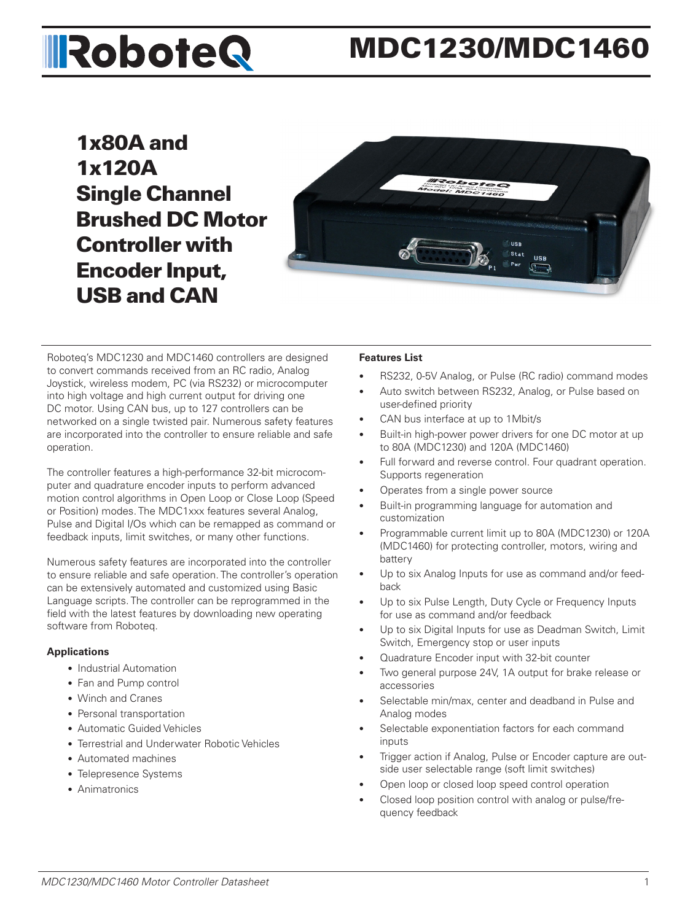# RoboteQ MDC1230/MDC1460

## 1x80A and 1x120A Single Channel Brushed DC Motor Controller with Encoder Input, USB and CAN

Roboteq's MDC1230 and MDC1460 controllers are designed to convert commands received from an RC radio, Analog Joystick, wireless modem, PC (via RS232) or microcomputer into high voltage and high current output for driving one DC motor. Using CAN bus, up to 127 controllers can be networked on a single twisted pair. Numerous safety features are incorporated into the controller to ensure reliable and safe operation.

The controller features a high-performance 32-bit microcomputer and quadrature encoder inputs to perform advanced motion control algorithms in Open Loop or Close Loop (Speed or Position) modes. The MDC1xxx features several Analog, Pulse and Digital I/Os which can be remapped as command or feedback inputs, limit switches, or many other functions.

Numerous safety features are incorporated into the controller to ensure reliable and safe operation. The controller's operation can be extensively automated and customized using Basic Language scripts. The controller can be reprogrammed in the field with the latest features by downloading new operating software from Roboteq.

### Applications

- Industrial Automation
- Fan and Pump control
- Winch and Cranes
- Personal transportation
- Automatic Guided Vehicles
- Terrestrial and Underwater Robotic Vehicles
- Automated machines
- Telepresence Systems
- Animatronics

### Features List

- RS232, 0-5V Analog, or Pulse (RC radio) command modes
- Auto switch between RS232, Analog, or Pulse based on user-defined priority
- CAN bus interface at up to 1Mbit/s
- Built-in high-power power drivers for one DC motor at up to 80A (MDC1230) and 120A (MDC1460)
- Full forward and reverse control. Four quadrant operation. Supports regeneration
- Operates from a single power source
- Built-in programming language for automation and customization
- Programmable current limit up to 80A (MDC1230) or 120A (MDC1460) for protecting controller, motors, wiring and battery
- Up to six Analog Inputs for use as command and/or feedback
- Up to six Pulse Length, Duty Cycle or Frequency Inputs for use as command and/or feedback
- Up to six Digital Inputs for use as Deadman Switch, Limit Switch, Emergency stop or user inputs
- Quadrature Encoder input with 32-bit counter
- Two general purpose 24V, 1A output for brake release or accessories
- Selectable min/max, center and deadband in Pulse and Analog modes
- Selectable exponentiation factors for each command inputs
- Trigger action if Analog, Pulse or Encoder capture are outside user selectable range (soft limit switches)
- Open loop or closed loop speed control operation
- Closed loop position control with analog or pulse/frequency feedback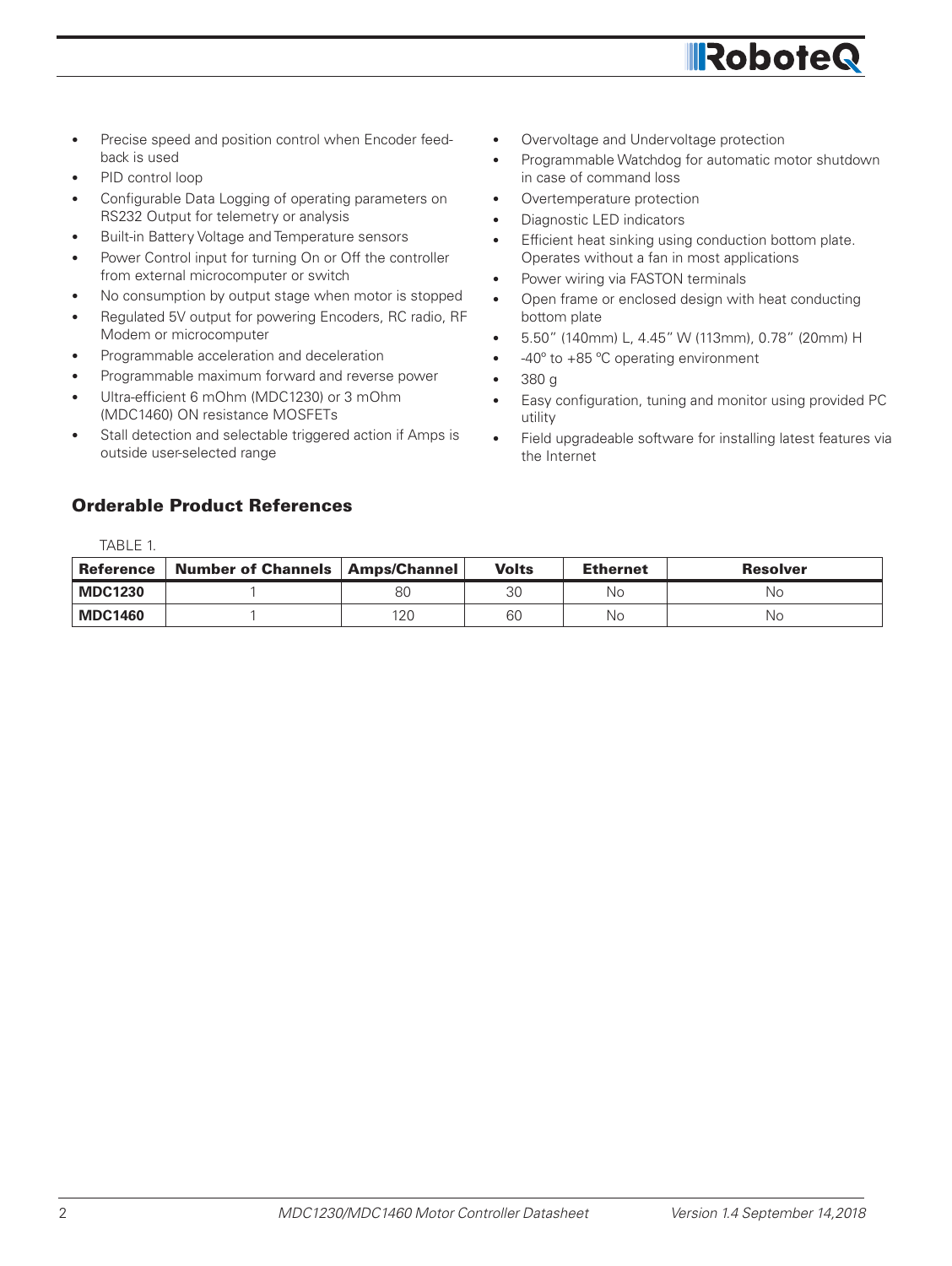- Precise speed and position control when Encoder feedback is used
- PID control loop
- Configurable Data Logging of operating parameters on RS232 Output for telemetry or analysis
- Built-in Battery Voltage and Temperature sensors
- Power Control input for turning On or Off the controller from external microcomputer or switch
- No consumption by output stage when motor is stopped
- Regulated 5V output for powering Encoders, RC radio, RF Modem or microcomputer
- Programmable acceleration and deceleration
- Programmable maximum forward and reverse power
- Ultra-efficient 6 mOhm (MDC1230) or 3 mOhm (MDC1460) ON resistance MOSFETs
- Stall detection and selectable triggered action if Amps is outside user-selected range
- Overvoltage and Undervoltage protection
- Programmable Watchdog for automatic motor shutdown in case of command loss
- Overtemperature protection
- Diagnostic LED indicators
- Efficient heat sinking using conduction bottom plate. Operates without a fan in most applications
- Power wiring via FASTON terminals
- Open frame or enclosed design with heat conducting bottom plate
- 5.50" (140mm) L, 4.45" W (113mm), 0.78" (20mm) H
- -40º to +85 ºC operating environment
- 380 g
- Easy configuration, tuning and monitor using provided PC utility
- Field upgradeable software for installing latest features via the Internet

## Orderable Product References

TABLE 1.

| Reference | Number of Channels | Amps/Channel | Volts | Ethernet | Resolver |
|---|---|---|---|---|---|
| **MDC1230** | 1 | 80 | 30 | No | No |
| **MDC1460** | 1 | 120 | 60 | No | No |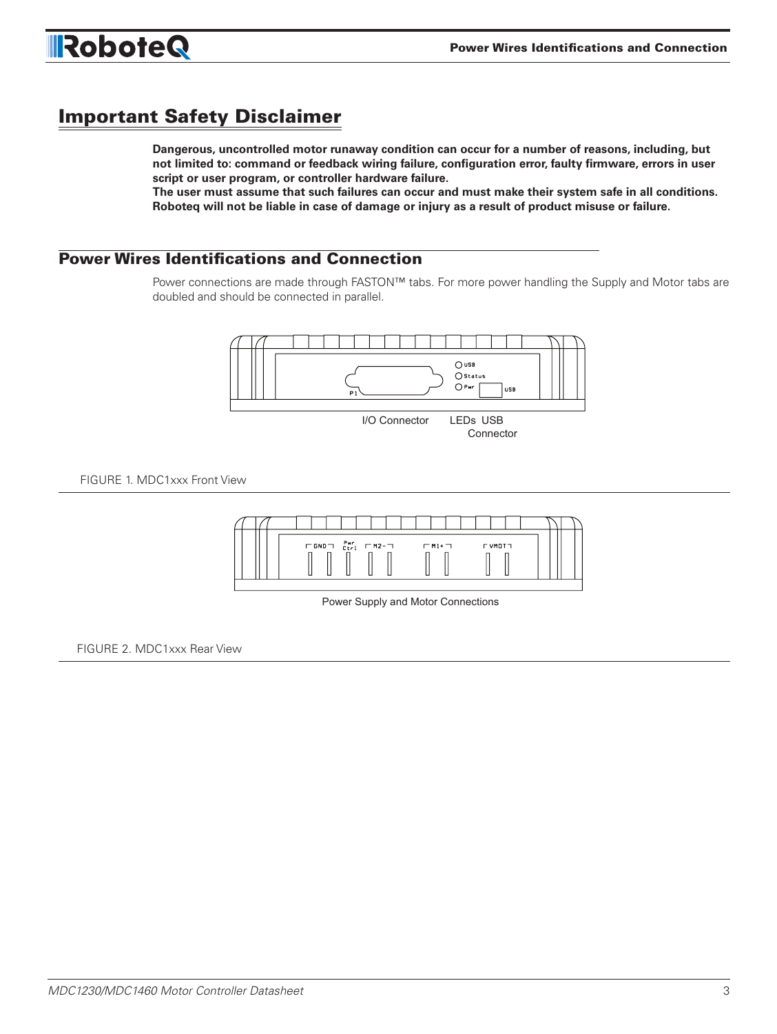## Important Safety Disclaimer

**Dangerous, uncontrolled motor runaway condition can occur for a number of reasons, including, but not limited to: command or feedback wiring failure, configuration error, faulty firmware, errors in user script or user program, or controller hardware failure.**
**The user must assume that such failures can occur and must make their system safe in all conditions. Roboteq will not be liable in case of damage or injury as a result of product misuse or failure.**

## Power Wires Identifications and Connection

Power connections are made through FASTON™ tabs. For more power handling the Supply and Motor tabs are doubled and should be connected in parallel.

I/O Connector LEDs USB Connector

FIGURE 1. MDC1xxx Front View

Power Supply and Motor Connections

FIGURE 2. MDC1xxx Rear View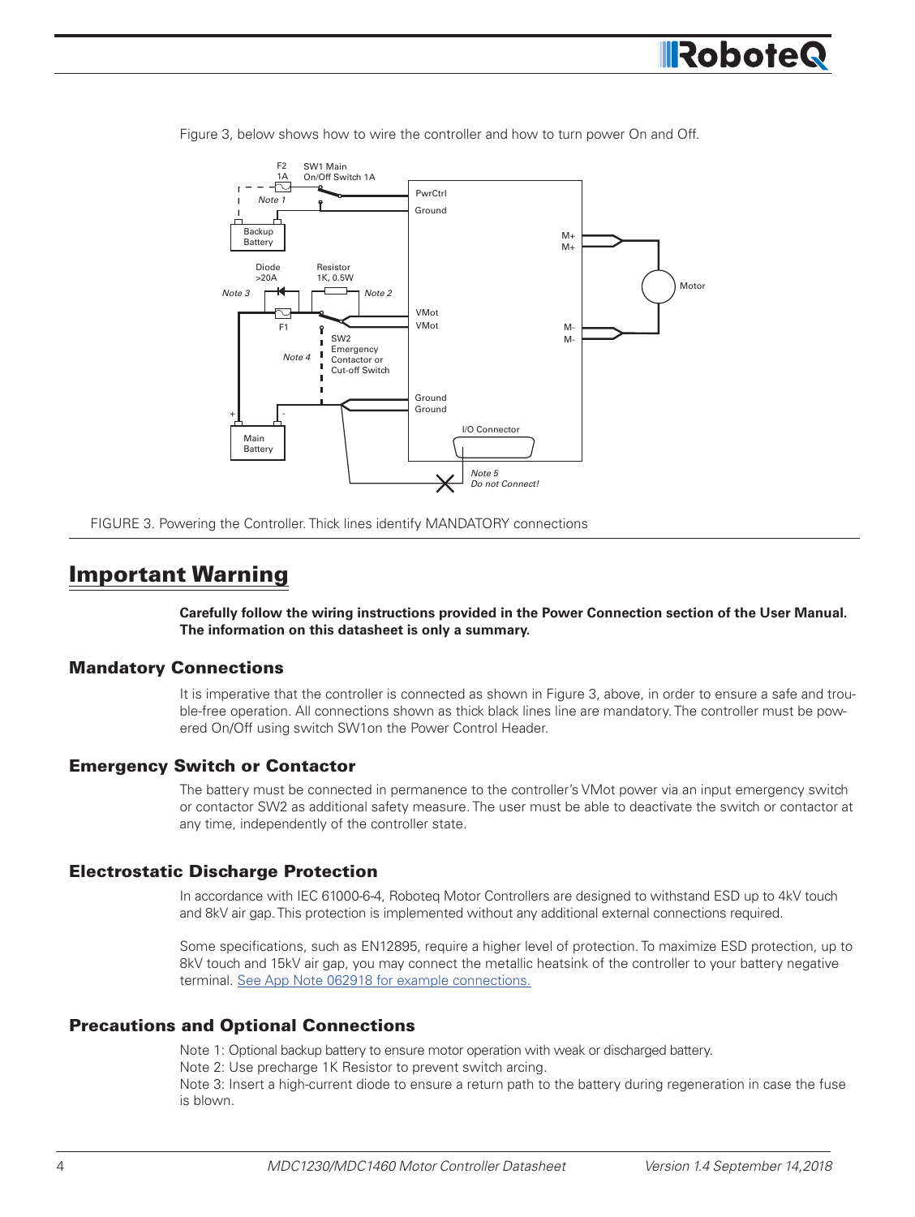Figure 3, below shows how to wire the controller and how to turn power On and Off.

FIGURE 3. Powering the Controller. Thick lines identify MANDATORY connections

# Important Warning

**Carefully follow the wiring instructions provided in the Power Connection section of the User Manual. The information on this datasheet is only a summary.**

## Mandatory Connections

It is imperative that the controller is connected as shown in Figure 3, above, in order to ensure a safe and trouble-free operation. All connections shown as thick black lines line are mandatory. The controller must be powered On/Off using switch SW1on the Power Control Header.

## Emergency Switch or Contactor

The battery must be connected in permanence to the controller's VMot power via an input emergency switch or contactor SW2 as additional safety measure. The user must be able to deactivate the switch or contactor at any time, independently of the controller state.

## Electrostatic Discharge Protection

In accordance with IEC 61000-6-4, Roboteq Motor Controllers are designed to withstand ESD up to 4kV touch and 8kV air gap. This protection is implemented without any additional external connections required.

Some specifications, such as EN12895, require a higher level of protection. To maximize ESD protection, up to 8kV touch and 15kV air gap, you may connect the metallic heatsink of the controller to your battery negative terminal. See App Note 062918 for example connections.

## Precautions and Optional Connections

Note 1: Optional backup battery to ensure motor operation with weak or discharged battery.

Note 2: Use precharge 1K Resistor to prevent switch arcing.

Note 3: Insert a high-current diode to ensure a return path to the battery during regeneration in case the fuse is blown.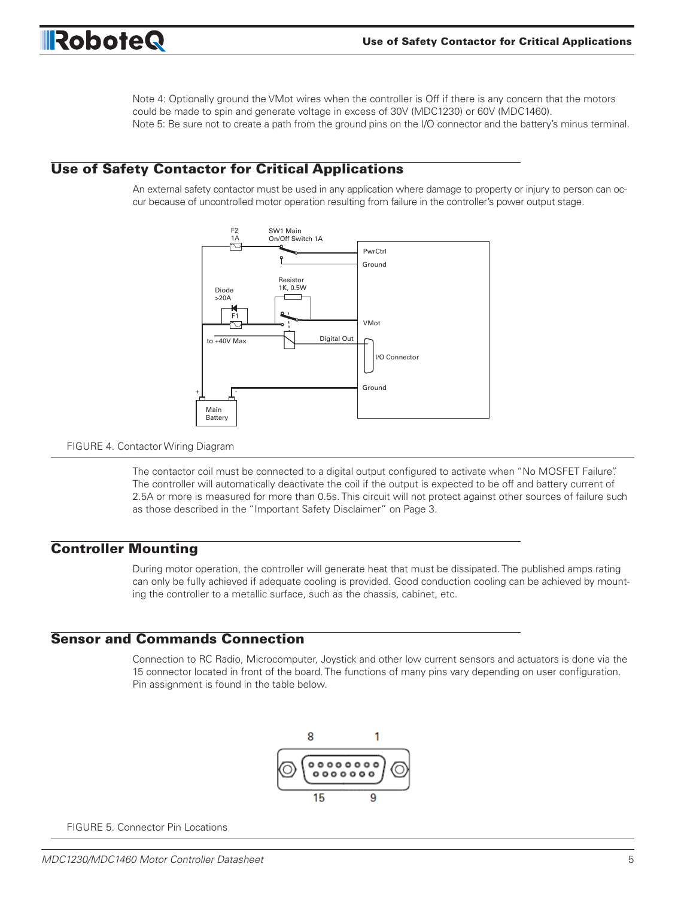Note 4: Optionally ground the VMot wires when the controller is Off if there is any concern that the motors could be made to spin and generate voltage in excess of 30V (MDC1230) or 60V (MDC1460).
Note 5: Be sure not to create a path from the ground pins on the I/O connector and the battery's minus terminal.

## Use of Safety Contactor for Critical Applications

An external safety contactor must be used in any application where damage to property or injury to person can occur because of uncontrolled motor operation resulting from failure in the controller's power output stage.

FIGURE 4. Contactor Wiring Diagram

The contactor coil must be connected to a digital output configured to activate when "No MOSFET Failure". The controller will automatically deactivate the coil if the output is expected to be off and battery current of 2.5A or more is measured for more than 0.5s. This circuit will not protect against other sources of failure such as those described in the "Important Safety Disclaimer" on Page 3.

## Controller Mounting

During motor operation, the controller will generate heat that must be dissipated. The published amps rating can only be fully achieved if adequate cooling is provided. Good conduction cooling can be achieved by mounting the controller to a metallic surface, such as the chassis, cabinet, etc.

## Sensor and Commands Connection

Connection to RC Radio, Microcomputer, Joystick and other low current sensors and actuators is done via the 15 connector located in front of the board. The functions of many pins vary depending on user configuration. Pin assignment is found in the table below.

FIGURE 5. Connector Pin Locations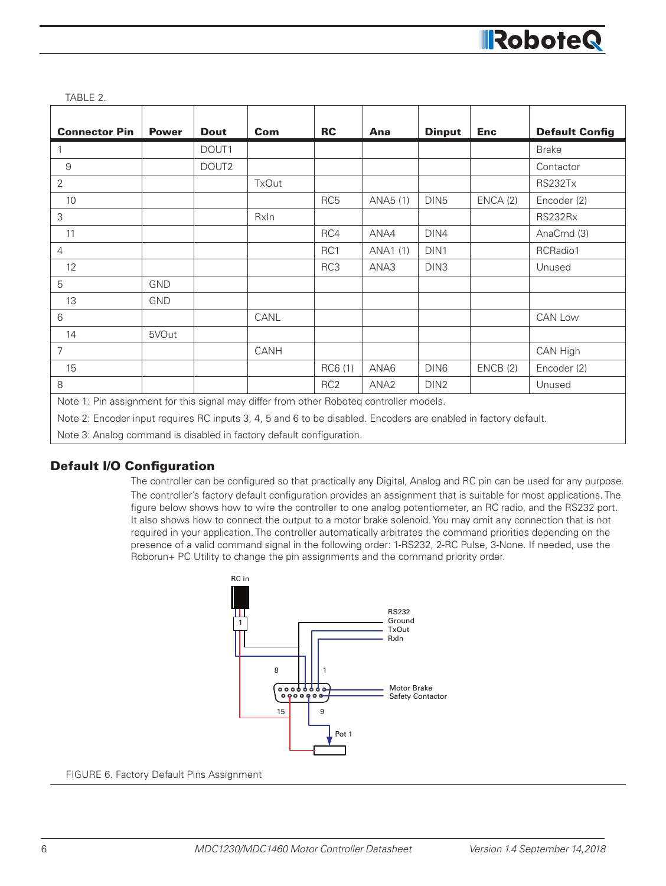TABLE 2.

| Connector Pin | Power | Dout | Com | RC | Ana | Dinput | Enc | Default Config |
|---|---|---|---|---|---|---|---|---|
| 1 | | DOUT1 | | | | | | Brake |
| 9 | | DOUT2 | | | | | | Contactor |
| 2 | | | TxOut | | | | | RS232Tx |
| 10 | | | | RC5 | ANA5 (1) | DIN5 | ENCA (2) | Encoder (2) |
| 3 | | | RxIn | | | | | RS232Rx |
| 11 | | | | RC4 | ANA4 | DIN4 | | AnaCmd (3) |
| 4 | | | | RC1 | ANA1 (1) | DIN1 | | RCRadio1 |
| 12 | | | | RC3 | ANA3 | DIN3 | | Unused |
| 5 | GND | | | | | | | |
| 13 | GND | | | | | | | |
| 6 | | | CANL | | | | | CAN Low |
| 14 | 5VOut | | | | | | | |
| 7 | | | CANH | | | | | CAN High |
| 15 | | | | RC6 (1) | ANA6 | DIN6 | ENCB (2) | Encoder (2) |
| 8 | | | | RC2 | ANA2 | DIN2 | | Unused |

Note 1: Pin assignment for this signal may differ from other Roboteq controller models.

Note 2: Encoder input requires RC inputs 3, 4, 5 and 6 to be disabled. Encoders are enabled in factory default.

Note 3: Analog command is disabled in factory default configuration.

## Default I/O Configuration

The controller can be configured so that practically any Digital, Analog and RC pin can be used for any purpose. The controller's factory default configuration provides an assignment that is suitable for most applications. The figure below shows how to wire the controller to one analog potentiometer, an RC radio, and the RS232 port. It also shows how to connect the output to a motor brake solenoid. You may omit any connection that is not required in your application. The controller automatically arbitrates the command priorities depending on the presence of a valid command signal in the following order: 1-RS232, 2-RC Pulse, 3-None. If needed, use the Roborun+ PC Utility to change the pin assignments and the command priority order.

FIGURE 6. Factory Default Pins Assignment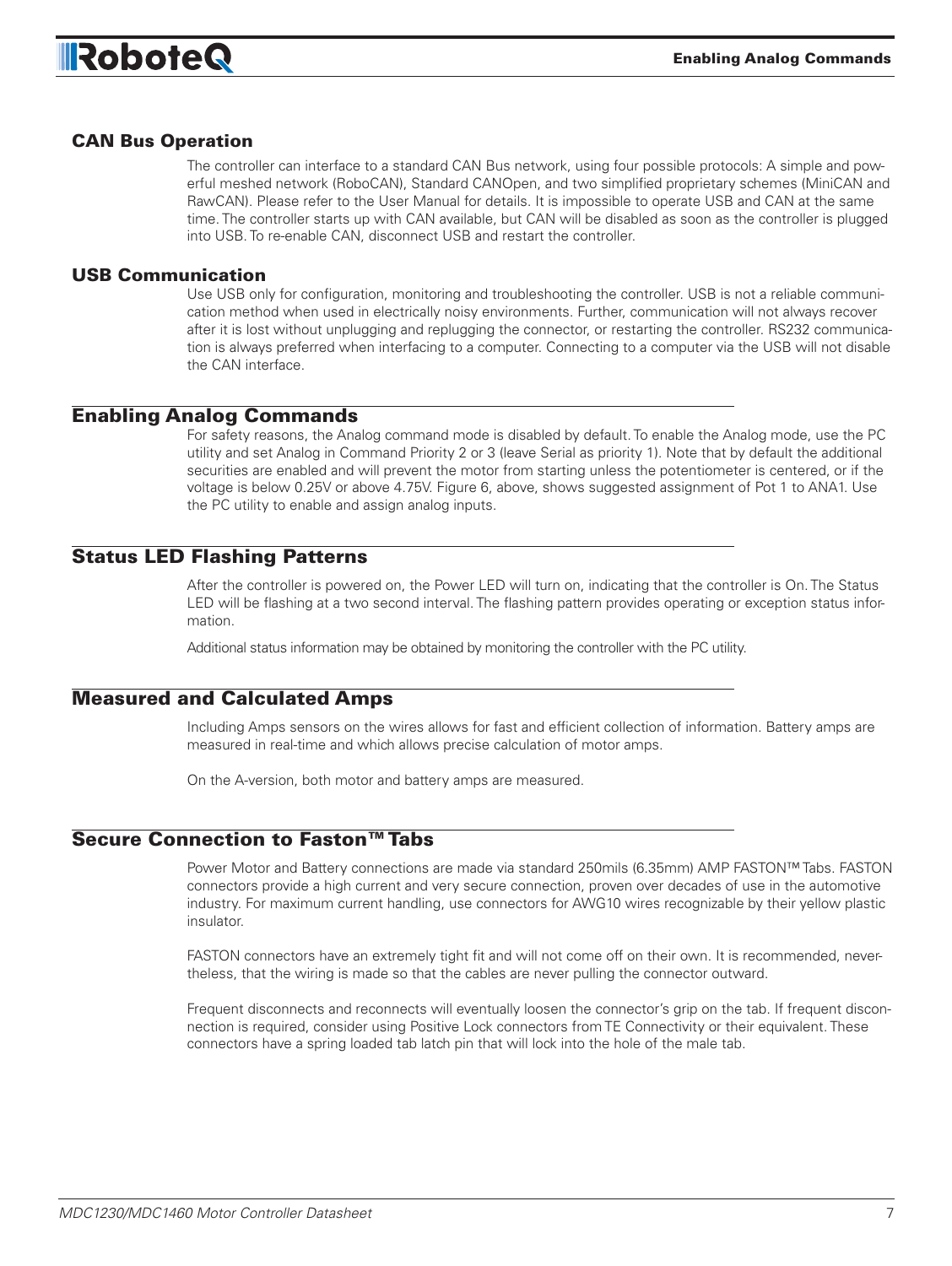## CAN Bus Operation

The controller can interface to a standard CAN Bus network, using four possible protocols: A simple and powerful meshed network (RoboCAN), Standard CANOpen, and two simplified proprietary schemes (MiniCAN and RawCAN). Please refer to the User Manual for details. It is impossible to operate USB and CAN at the same time. The controller starts up with CAN available, but CAN will be disabled as soon as the controller is plugged into USB. To re-enable CAN, disconnect USB and restart the controller.

## USB Communication

Use USB only for configuration, monitoring and troubleshooting the controller. USB is not a reliable communication method when used in electrically noisy environments. Further, communication will not always recover after it is lost without unplugging and replugging the connector, or restarting the controller. RS232 communication is always preferred when interfacing to a computer. Connecting to a computer via the USB will not disable the CAN interface.

## Enabling Analog Commands

For safety reasons, the Analog command mode is disabled by default. To enable the Analog mode, use the PC utility and set Analog in Command Priority 2 or 3 (leave Serial as priority 1). Note that by default the additional securities are enabled and will prevent the motor from starting unless the potentiometer is centered, or if the voltage is below 0.25V or above 4.75V. Figure 6, above, shows suggested assignment of Pot 1 to ANA1. Use the PC utility to enable and assign analog inputs.

## Status LED Flashing Patterns

After the controller is powered on, the Power LED will turn on, indicating that the controller is On. The Status LED will be flashing at a two second interval. The flashing pattern provides operating or exception status information.

Additional status information may be obtained by monitoring the controller with the PC utility.

## Measured and Calculated Amps

Including Amps sensors on the wires allows for fast and efficient collection of information. Battery amps are measured in real-time and which allows precise calculation of motor amps.

On the A-version, both motor and battery amps are measured.

## Secure Connection to Faston™ Tabs

Power Motor and Battery connections are made via standard 250mils (6.35mm) AMP FASTON™ Tabs. FASTON connectors provide a high current and very secure connection, proven over decades of use in the automotive industry. For maximum current handling, use connectors for AWG10 wires recognizable by their yellow plastic insulator.

FASTON connectors have an extremely tight fit and will not come off on their own. It is recommended, nevertheless, that the wiring is made so that the cables are never pulling the connector outward.

Frequent disconnects and reconnects will eventually loosen the connector's grip on the tab. If frequent disconnection is required, consider using Positive Lock connectors from TE Connectivity or their equivalent. These connectors have a spring loaded tab latch pin that will lock into the hole of the male tab.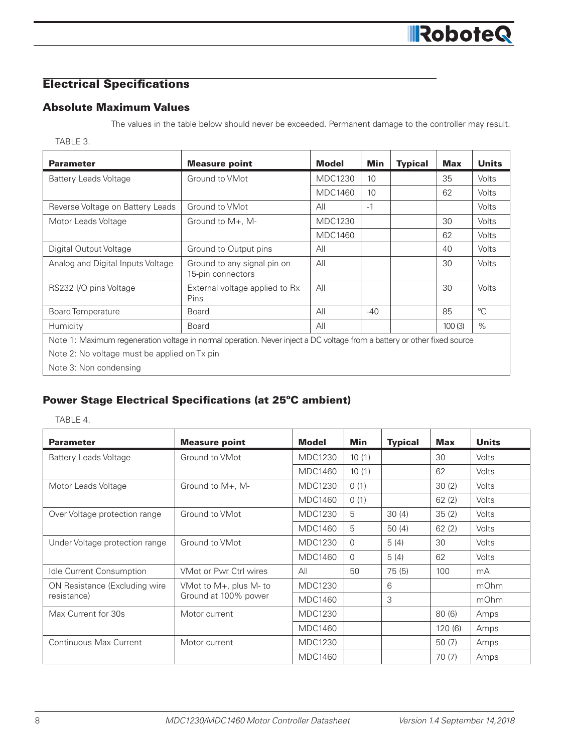## Electrical Specifications

### Absolute Maximum Values

The values in the table below should never be exceeded. Permanent damage to the controller may result.

TABLE 3.

| Parameter | Measure point | Model | Min | Typical | Max | Units |
|---|---|---|---|---|---|---|
| Battery Leads Voltage | Ground to VMot | MDC1230 | 10 | | 35 | Volts |
| | | MDC1460 | 10 | | 62 | Volts |
| Reverse Voltage on Battery Leads | Ground to VMot | All | -1 | | | Volts |
| Motor Leads Voltage | Ground to M+, M- | MDC1230 | | | 30 | Volts |
| | | MDC1460 | | | 62 | Volts |
| Digital Output Voltage | Ground to Output pins | All | | | 40 | Volts |
| Analog and Digital Inputs Voltage | Ground to any signal pin on 15-pin connectors | All | | | 30 | Volts |
| RS232 I/O pins Voltage | External voltage applied to Rx Pins | All | | | 30 | Volts |
| Board Temperature | Board | All | -40 | | 85 | °C |
| Humidity | Board | All | | | 100 (3) | % |
| Note 1: Maximum regeneration voltage in normal operation. Never inject a DC voltage from a battery or other fixed source | | | | | | |
| Note 2: No voltage must be applied on Tx pin | | | | | | |
| Note 3: Non condensing | | | | | | |

### Power Stage Electrical Specifications (at 25ºC ambient)

TABLE 4.

| Parameter | Measure point | Model | Min | Typical | Max | Units |
|---|---|---|---|---|---|---|
| Battery Leads Voltage | Ground to VMot | MDC1230 | 10 (1) | | 30 | Volts |
| | | MDC1460 | 10 (1) | | 62 | Volts |
| Motor Leads Voltage | Ground to M+, M- | MDC1230 | 0 (1) | | 30 (2) | Volts |
| | | MDC1460 | 0 (1) | | 62 (2) | Volts |
| Over Voltage protection range | Ground to VMot | MDC1230 | 5 | 30 (4) | 35 (2) | Volts |
| | | MDC1460 | 5 | 50 (4) | 62 (2) | Volts |
| Under Voltage protection range | Ground to VMot | MDC1230 | 0 | 5 (4) | 30 | Volts |
| | | MDC1460 | 0 | 5 (4) | 62 | Volts |
| Idle Current Consumption | VMot or Pwr Ctrl wires | All | 50 | 75 (5) | 100 | mA |
| ON Resistance (Excluding wire resistance) | VMot to M+, plus M- to Ground at 100% power | MDC1230 | | 6 | | mOhm |
| | | MDC1460 | | 3 | | mOhm |
| Max Current for 30s | Motor current | MDC1230 | | | 80 (6) | Amps |
| | | MDC1460 | | | 120 (6) | Amps |
| Continuous Max Current | Motor current | MDC1230 | | | 50 (7) | Amps |
| | | MDC1460 | | | 70 (7) | Amps |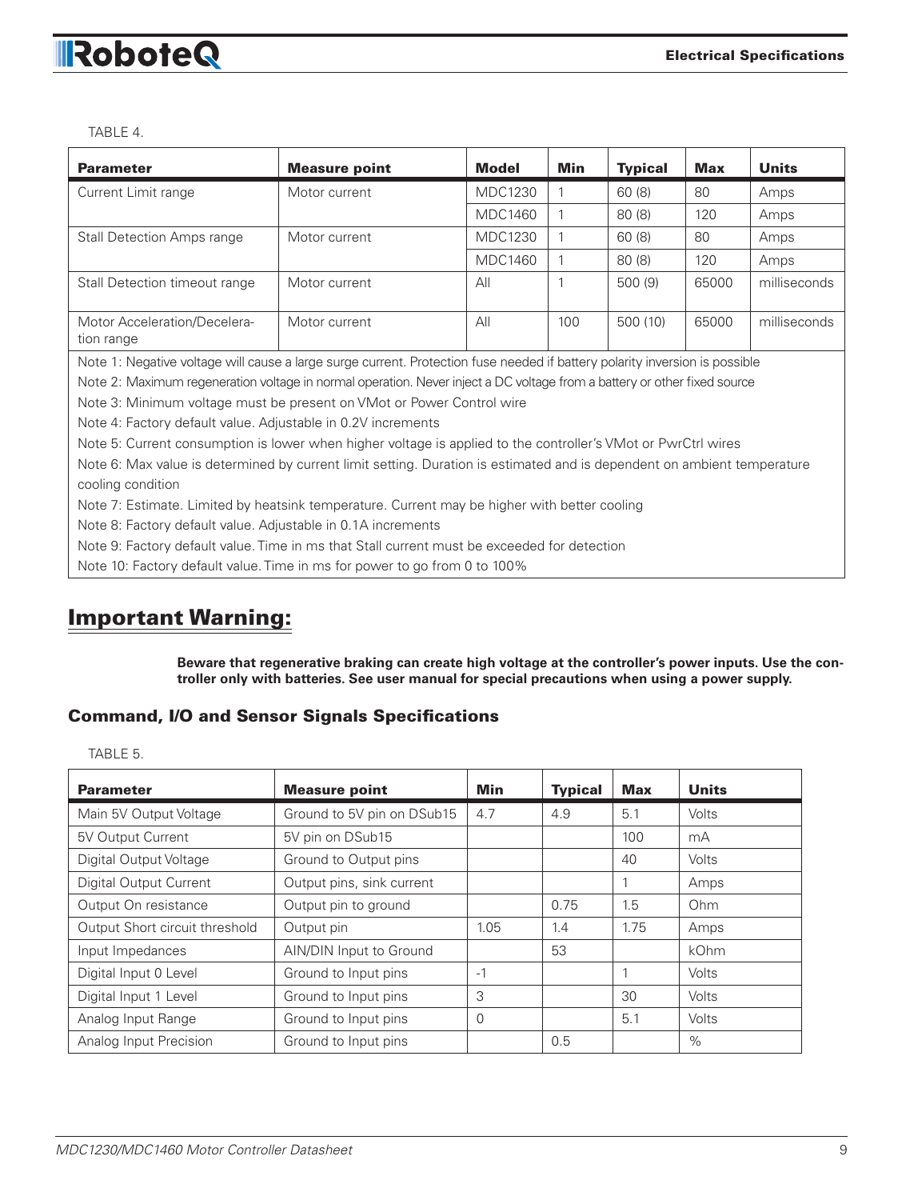TABLE 4.

| Parameter | Measure point | Model | Min | Typical | Max | Units |
|---|---|---|---|---|---|---|
| Current Limit range | Motor current | MDC1230 | 1 | 60 (8) | 80 | Amps |
| | | MDC1460 | 1 | 80 (8) | 120 | Amps |
| Stall Detection Amps range | Motor current | MDC1230 | 1 | 60 (8) | 80 | Amps |
| | | MDC1460 | 1 | 80 (8) | 120 | Amps |
| Stall Detection timeout range | Motor current | All | 1 | 500 (9) | 65000 | milliseconds |
| Motor Acceleration/Deceleration range | Motor current | All | 100 | 500 (10) | 65000 | milliseconds |

Note 1: Negative voltage will cause a large surge current. Protection fuse needed if battery polarity inversion is possible

Note 2: Maximum regeneration voltage in normal operation. Never inject a DC voltage from a battery or other fixed source

Note 3: Minimum voltage must be present on VMot or Power Control wire

Note 4: Factory default value. Adjustable in 0.2V increments

Note 5: Current consumption is lower when higher voltage is applied to the controller's VMot or PwrCtrl wires

Note 6: Max value is determined by current limit setting. Duration is estimated and is dependent on ambient temperature cooling condition

Note 7: Estimate. Limited by heatsink temperature. Current may be higher with better cooling

Note 8: Factory default value. Adjustable in 0.1A increments

Note 9: Factory default value. Time in ms that Stall current must be exceeded for detection

Note 10: Factory default value. Time in ms for power to go from 0 to 100%

## Important Warning:

**Beware that regenerative braking can create high voltage at the controller's power inputs. Use the controller only with batteries. See user manual for special precautions when using a power supply.**

### Command, I/O and Sensor Signals Specifications

TABLE 5.

| Parameter | Measure point | Min | Typical | Max | Units |
|---|---|---|---|---|---|
| Main 5V Output Voltage | Ground to 5V pin on DSub15 | 4.7 | 4.9 | 5.1 | Volts |
| 5V Output Current | 5V pin on DSub15 | | | 100 | mA |
| Digital Output Voltage | Ground to Output pins | | | 40 | Volts |
| Digital Output Current | Output pins, sink current | | | 1 | Amps |
| Output On resistance | Output pin to ground | | 0.75 | 1.5 | Ohm |
| Output Short circuit threshold | Output pin | 1.05 | 1.4 | 1.75 | Amps |
| Input Impedances | AIN/DIN Input to Ground | | 53 | | kOhm |
| Digital Input 0 Level | Ground to Input pins | -1 | | 1 | Volts |
| Digital Input 1 Level | Ground to Input pins | 3 | | 30 | Volts |
| Analog Input Range | Ground to Input pins | 0 | | 5.1 | Volts |
| Analog Input Precision | Ground to Input pins | | 0.5 | | % |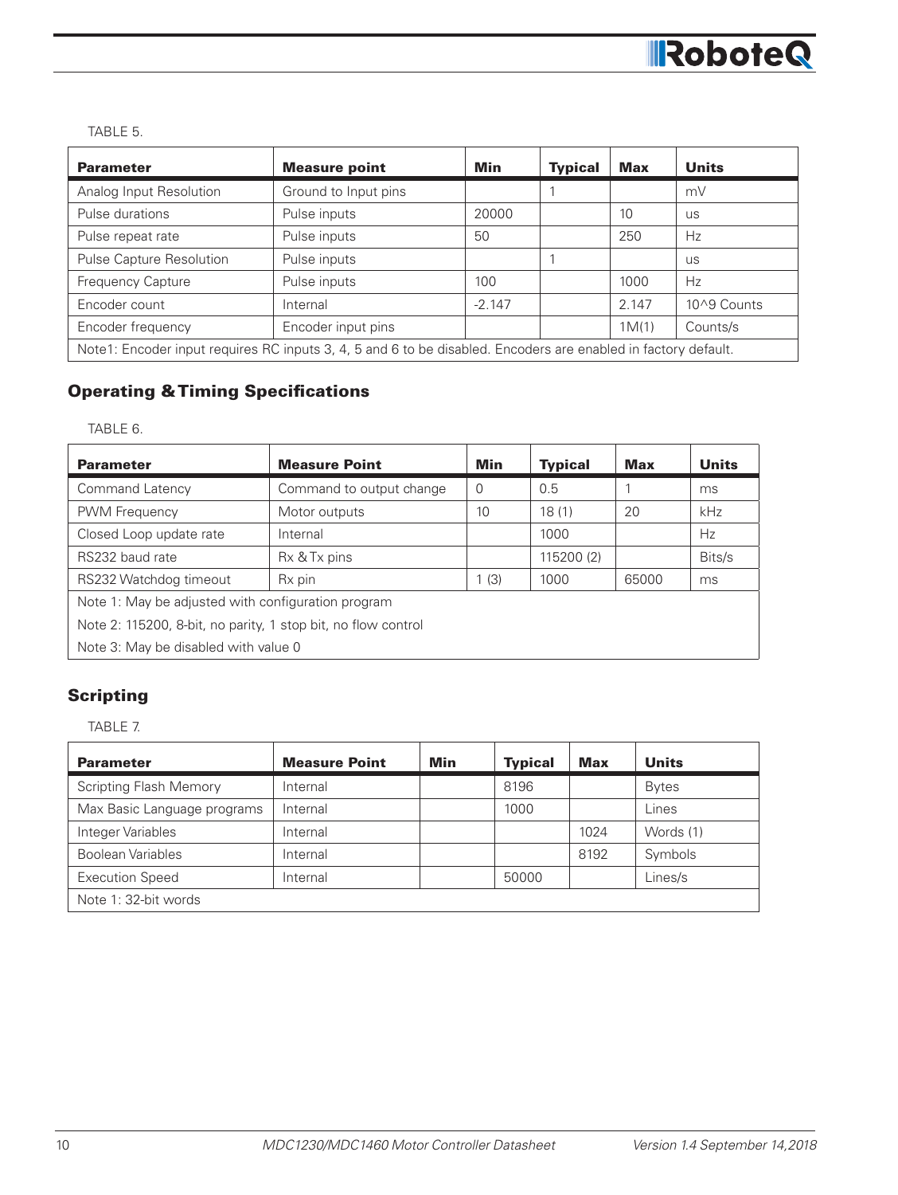TABLE 5.

| Parameter | Measure point | Min | Typical | Max | Units |
|---|---|---|---|---|---|
| Analog Input Resolution | Ground to Input pins | | 1 | | mV |
| Pulse durations | Pulse inputs | 20000 | | 10 | us |
| Pulse repeat rate | Pulse inputs | 50 | | 250 | Hz |
| Pulse Capture Resolution | Pulse inputs | | 1 | | us |
| Frequency Capture | Pulse inputs | 100 | | 1000 | Hz |
| Encoder count | Internal | -2.147 | | 2.147 | 10^9 Counts |
| Encoder frequency | Encoder input pins | | | 1M(1) | Counts/s |
| Note1: Encoder input requires RC inputs 3, 4, 5 and 6 to be disabled. Encoders are enabled in factory default. | | | | | |

## Operating & Timing Specifications

TABLE 6.

| Parameter | Measure Point | Min | Typical | Max | Units |
|---|---|---|---|---|---|
| Command Latency | Command to output change | 0 | 0.5 | 1 | ms |
| PWM Frequency | Motor outputs | 10 | 18 (1) | 20 | kHz |
| Closed Loop update rate | Internal | | 1000 | | Hz |
| RS232 baud rate | Rx & Tx pins | | 115200 (2) | | Bits/s |
| RS232 Watchdog timeout | Rx pin | 1 (3) | 1000 | 65000 | ms |
| Note 1: May be adjusted with configuration program | | | | | |
| Note 2: 115200, 8-bit, no parity, 1 stop bit, no flow control | | | | | |
| Note 3: May be disabled with value 0 | | | | | |

## Scripting

TABLE 7.

| Parameter | Measure Point | Min | Typical | Max | Units |
|---|---|---|---|---|---|
| Scripting Flash Memory | Internal | | 8196 | | Bytes |
| Max Basic Language programs | Internal | | 1000 | | Lines |
| Integer Variables | Internal | | | 1024 | Words (1) |
| Boolean Variables | Internal | | | 8192 | Symbols |
| Execution Speed | Internal | | 50000 | | Lines/s |
| Note 1: 32-bit words | | | | | |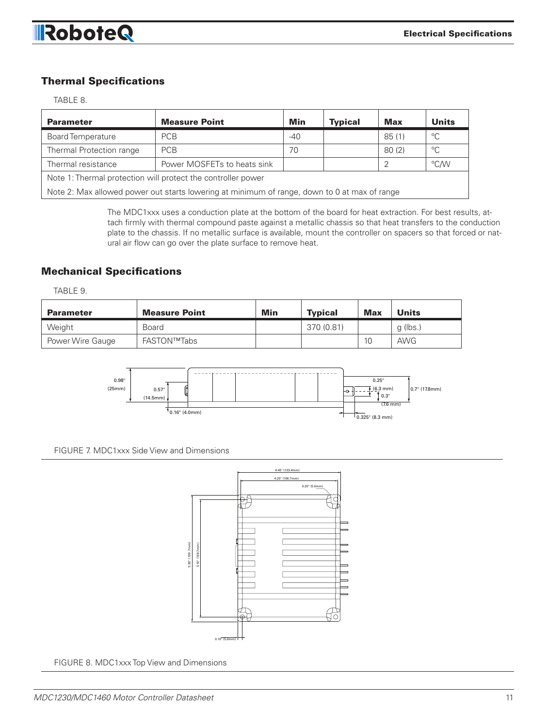## Thermal Specifications

TABLE 8.

| Parameter | Measure Point | Min | Typical | Max | Units |
|---|---|---|---|---|---|
| Board Temperature | PCB | -40 | | 85 (1) | °C |
| Thermal Protection range | PCB | 70 | | 80 (2) | °C |
| Thermal resistance | Power MOSFETs to heats sink | | | 2 | °C/W |
| Note 1: Thermal protection will protect the controller power | | | | | |
| Note 2: Max allowed power out starts lowering at minimum of range, down to 0 at max of range | | | | | |

The MDC1xxx uses a conduction plate at the bottom of the board for heat extraction. For best results, attach firmly with thermal compound paste against a metallic chassis so that heat transfers to the conduction plate to the chassis. If no metallic surface is available, mount the controller on spacers so that forced or natural air flow can go over the plate surface to remove heat.

## Mechanical Specifications

TABLE 9.

| Parameter | Measure Point | Min | Typical | Max | Units |
|---|---|---|---|---|---|
| Weight | Board | | 370 (0.81) | | g (lbs.) |
| Power Wire Gauge | FASTON™Tabs | | | 10 | AWG |

0.98" (25mm)
0.57" (14.5mm)
0.16" (4.0mm)
0.25" (6.3 mm)
0.3" (7.6 mm)
0.7" (17.8mm)
0.325" (8.3 mm)

FIGURE 7. MDC1xxx Side View and Dimensions

4.45" (133.4mm)
4.20" (106.7mm)
0.20" (5.0mm)
5.50" (139.7mm)
5.10" (129.7mm)
0.19" (5.0mm)

FIGURE 8. MDC1xxx Top View and Dimensions